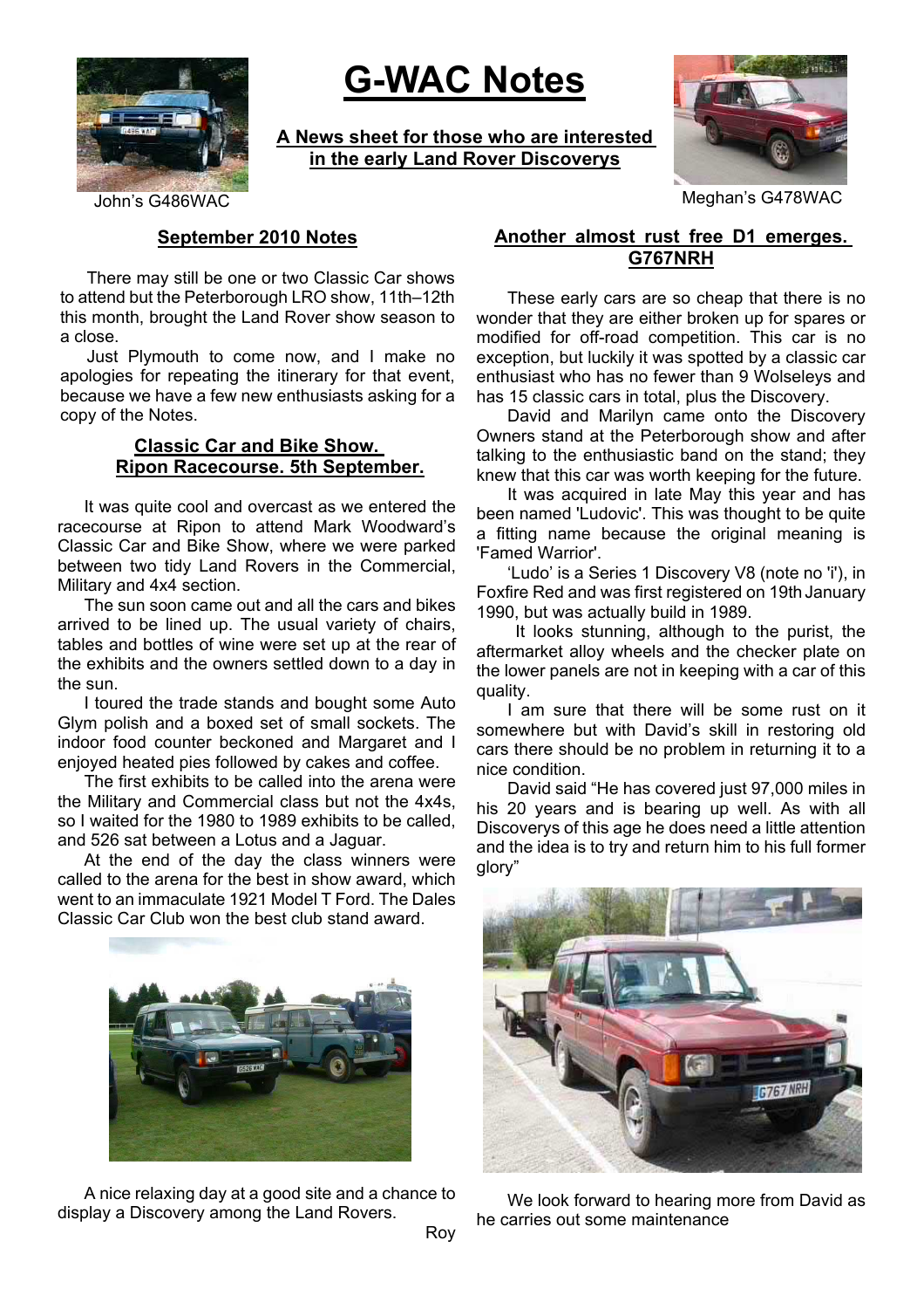# G-WAC Notes

**A News sheet for those who are interested in the early Land Rover Discoverys**

John's G486WAC

Meghan's G478WAC

## September 2010 Notes

There may still be one or two Classic Car shows to attend but the Peterborough LRO show, 11th–12th this month, brought the Land Rover show season to a close.

Just Plymouth to come now, and I make no apologies for repeating the itinerary for that event, because we have a few new enthusiasts asking for a copy of the Notes.

## Classic Car and Bike Show. Ripon Racecourse. 5th September.

It was quite cool and overcast as we entered the racecourse at Ripon to attend Mark Woodward's Classic Car and Bike Show, where we were parked between two tidy Land Rovers in the Commercial, Military and 4x4 section.

The sun soon came out and all the cars and bikes arrived to be lined up. The usual variety of chairs, tables and bottles of wine were set up at the rear of the exhibits and the owners settled down to a day in the sun.

I toured the trade stands and bought some Auto Glym polish and a boxed set of small sockets. The indoor food counter beckoned and Margaret and I enjoyed heated pies followed by cakes and coffee.

The first exhibits to be called into the arena were the Military and Commercial class but not the 4x4s, so I waited for the 1980 to 1989 exhibits to be called, and 526 sat between a Lotus and a Jaguar.

At the end of the day the class winners were called to the arena for the best in show award, which went to an immaculate 1921 Model T Ford. The Dales Classic Car Club won the best club stand award.

A nice relaxing day at a good site and a chance to display a Discovery among the Land Rovers.

Roy

## Another almost rust free D1 emerges. G767NRH

These early cars are so cheap that there is no wonder that they are either broken up for spares or modified for off-road competition. This car is no exception, but luckily it was spotted by a classic car enthusiast who has no fewer than 9 Wolseleys and has 15 classic cars in total, plus the Discovery.

David and Marilyn came onto the Discovery Owners stand at the Peterborough show and after talking to the enthusiastic band on the stand; they knew that this car was worth keeping for the future.

It was acquired in late May this year and has been named 'Ludovic'. This was thought to be quite a fitting name because the original meaning is 'Famed Warrior'.

'Ludo' is a Series 1 Discovery V8 (note no 'i'), in Foxfire Red and was first registered on 19th January 1990, but was actually build in 1989.

It looks stunning, although to the purist, the aftermarket alloy wheels and the checker plate on the lower panels are not in keeping with a car of this quality.

I am sure that there will be some rust on it somewhere but with David's skill in restoring old cars there should be no problem in returning it to a nice condition.

David said "He has covered just 97,000 miles in his 20 years and is bearing up well. As with all Discoverys of this age he does need a little attention and the idea is to try and return him to his full former glory"

We look forward to hearing more from David as he carries out some maintenance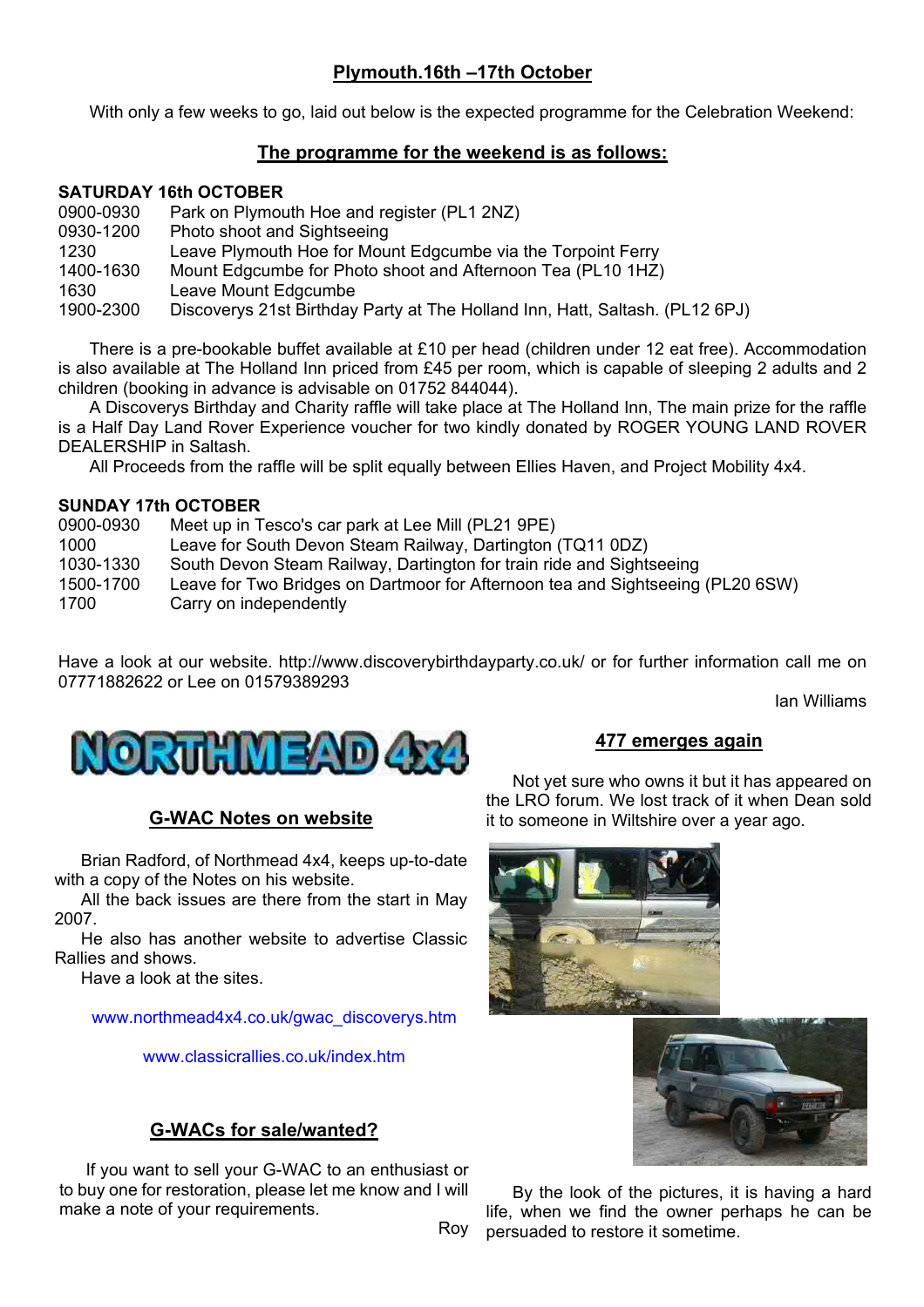## Plymouth.16th –17th October

With only a few weeks to go, laid out below is the expected programme for the Celebration Weekend:

### The programme for the weekend is as follows:

**SATURDAY 16th OCTOBER**

| | |
|---|---|
| 0900-0930 | Park on Plymouth Hoe and register (PL1 2NZ) |
| 0930-1200 | Photo shoot and Sightseeing |
| 1230 | Leave Plymouth Hoe for Mount Edgcumbe via the Torpoint Ferry |
| 1400-1630 | Mount Edgcumbe for Photo shoot and Afternoon Tea (PL10 1HZ) |
| 1630 | Leave Mount Edgcumbe |
| 1900-2300 | Discoverys 21st Birthday Party at The Holland Inn, Hatt, Saltash. (PL12 6PJ) |

There is a pre-bookable buffet available at £10 per head (children under 12 eat free). Accommodation is also available at The Holland Inn priced from £45 per room, which is capable of sleeping 2 adults and 2 children (booking in advance is advisable on 01752 844044).

A Discoverys Birthday and Charity raffle will take place at The Holland Inn, The main prize for the raffle is a Half Day Land Rover Experience voucher for two kindly donated by ROGER YOUNG LAND ROVER DEALERSHIP in Saltash.

All Proceeds from the raffle will be split equally between Ellies Haven, and Project Mobility 4x4.

**SUNDAY 17th OCTOBER**

| | |
|---|---|
| 0900-0930 | Meet up in Tesco's car park at Lee Mill (PL21 9PE) |
| 1000 | Leave for South Devon Steam Railway, Dartington (TQ11 0DZ) |
| 1030-1330 | South Devon Steam Railway, Dartington for train ride and Sightseeing |
| 1500-1700 | Leave for Two Bridges on Dartmoor for Afternoon tea and Sightseeing (PL20 6SW) |
| 1700 | Carry on independently |

Have a look at our website. http://www.discoverybirthdayparty.co.uk/ or for further information call me on 07771882622 or Lee on 01579389293

Ian Williams

NORTHMEAD 4x4

### G-WAC Notes on website

Brian Radford, of Northmead 4x4, keeps up-to-date with a copy of the Notes on his website.

All the back issues are there from the start in May 2007.

He also has another website to advertise Classic Rallies and shows.

Have a look at the sites.

www.northmead4x4.co.uk/gwac_discoverys.htm

www.classicrallies.co.uk/index.htm

### G-WACs for sale/wanted?

If you want to sell your G-WAC to an enthusiast or to buy one for restoration, please let me know and I will make a note of your requirements.

Roy

### 477 emerges again

Not yet sure who owns it but it has appeared on the LRO forum. We lost track of it when Dean sold it to someone in Wiltshire over a year ago.

By the look of the pictures, it is having a hard life, when we find the owner perhaps he can be persuaded to restore it sometime.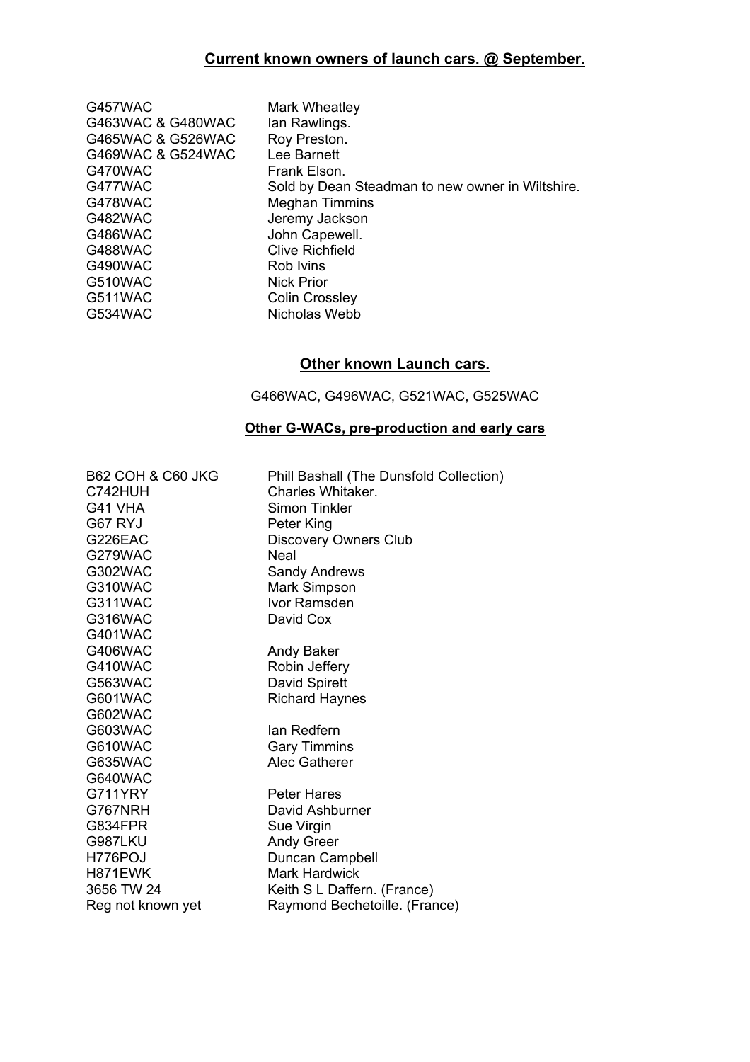## Current known owners of launch cars. @ September.

| | |
|---|---|
| G457WAC | Mark Wheatley |
| G463WAC & G480WAC | Ian Rawlings. |
| G465WAC & G526WAC | Roy Preston. |
| G469WAC & G524WAC | Lee Barnett |
| G470WAC | Frank Elson. |
| G477WAC | Sold by Dean Steadman to new owner in Wiltshire. |
| G478WAC | Meghan Timmins |
| G482WAC | Jeremy Jackson |
| G486WAC | John Capewell. |
| G488WAC | Clive Richfield |
| G490WAC | Rob Ivins |
| G510WAC | Nick Prior |
| G511WAC | Colin Crossley |
| G534WAC | Nicholas Webb |

## Other known Launch cars.

G466WAC, G496WAC, G521WAC, G525WAC

### Other G-WACs, pre-production and early cars

| | |
|---|---|
| B62 COH & C60 JKG | Phill Bashall (The Dunsfold Collection) |
| C742HUH | Charles Whitaker. |
| G41 VHA | Simon Tinkler |
| G67 RYJ | Peter King |
| G226EAC | Discovery Owners Club |
| G279WAC | Neal |
| G302WAC | Sandy Andrews |
| G310WAC | Mark Simpson |
| G311WAC | Ivor Ramsden |
| G316WAC | David Cox |
| G401WAC | |
| G406WAC | Andy Baker |
| G410WAC | Robin Jeffery |
| G563WAC | David Spirett |
| G601WAC | Richard Haynes |
| G602WAC | |
| G603WAC | Ian Redfern |
| G610WAC | Gary Timmins |
| G635WAC | Alec Gatherer |
| G640WAC | |
| G711YRY | Peter Hares |
| G767NRH | David Ashburner |
| G834FPR | Sue Virgin |
| G987LKU | Andy Greer |
| H776POJ | Duncan Campbell |
| H871EWK | Mark Hardwick |
| 3656 TW 24 | Keith S L Daffern. (France) |
| Reg not known yet | Raymond Bechetoille. (France) |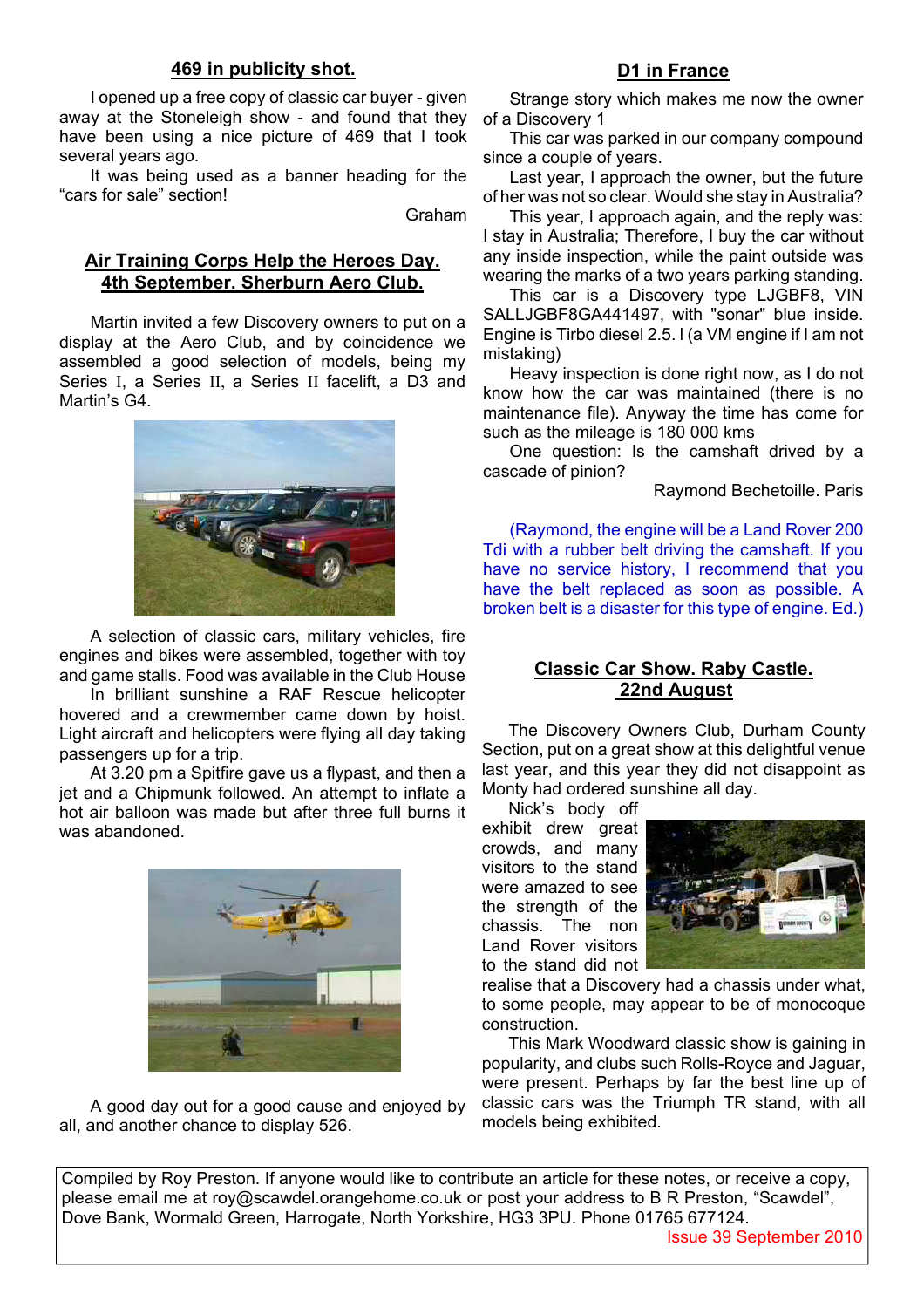## 469 in publicity shot.

I opened up a free copy of classic car buyer - given away at the Stoneleigh show - and found that they have been using a nice picture of 469 that I took several years ago.

It was being used as a banner heading for the "cars for sale" section!

Graham

## Air Training Corps Help the Heroes Day. 4th September. Sherburn Aero Club.

Martin invited a few Discovery owners to put on a display at the Aero Club, and by coincidence we assembled a good selection of models, being my Series I, a Series II, a Series II facelift, a D3 and Martin's G4.

A selection of classic cars, military vehicles, fire engines and bikes were assembled, together with toy and game stalls. Food was available in the Club House

In brilliant sunshine a RAF Rescue helicopter hovered and a crewmember came down by hoist. Light aircraft and helicopters were flying all day taking passengers up for a trip.

At 3.20 pm a Spitfire gave us a flypast, and then a jet and a Chipmunk followed. An attempt to inflate a hot air balloon was made but after three full burns it was abandoned.

A good day out for a good cause and enjoyed by all, and another chance to display 526.

## D1 in France

Strange story which makes me now the owner of a Discovery 1

This car was parked in our company compound since a couple of years.

Last year, I approach the owner, but the future of her was not so clear. Would she stay in Australia?

This year, I approach again, and the reply was: I stay in Australia; Therefore, I buy the car without any inside inspection, while the paint outside was wearing the marks of a two years parking standing.

This car is a Discovery type LJGBF8, VIN SALLJGBF8GA441497, with "sonar" blue inside. Engine is Tirbo diesel 2.5. l (a VM engine if I am not mistaking)

Heavy inspection is done right now, as I do not know how the car was maintained (there is no maintenance file). Anyway the time has come for such as the mileage is 180 000 kms

One question: Is the camshaft drived by a cascade of pinion?

Raymond Bechetoille. Paris

(Raymond, the engine will be a Land Rover 200 Tdi with a rubber belt driving the camshaft. If you have no service history, I recommend that you have the belt replaced as soon as possible. A broken belt is a disaster for this type of engine. Ed.)

## Classic Car Show. Raby Castle. 22nd August

The Discovery Owners Club, Durham County Section, put on a great show at this delightful venue last year, and this year they did not disappoint as Monty had ordered sunshine all day.

Nick's body off exhibit drew great crowds, and many visitors to the stand were amazed to see the strength of the chassis. The non Land Rover visitors to the stand did not realise that a Discovery had a chassis under what, to some people, may appear to be of monocoque construction.

This Mark Woodward classic show is gaining in popularity, and clubs such Rolls-Royce and Jaguar, were present. Perhaps by far the best line up of classic cars was the Triumph TR stand, with all models being exhibited.

Compiled by Roy Preston. If anyone would like to contribute an article for these notes, or receive a copy, please email me at roy@scawdel.orangehome.co.uk or post your address to B R Preston, "Scawdel", Dove Bank, Wormald Green, Harrogate, North Yorkshire, HG3 3PU. Phone 01765 677124.

Issue 39 September 2010